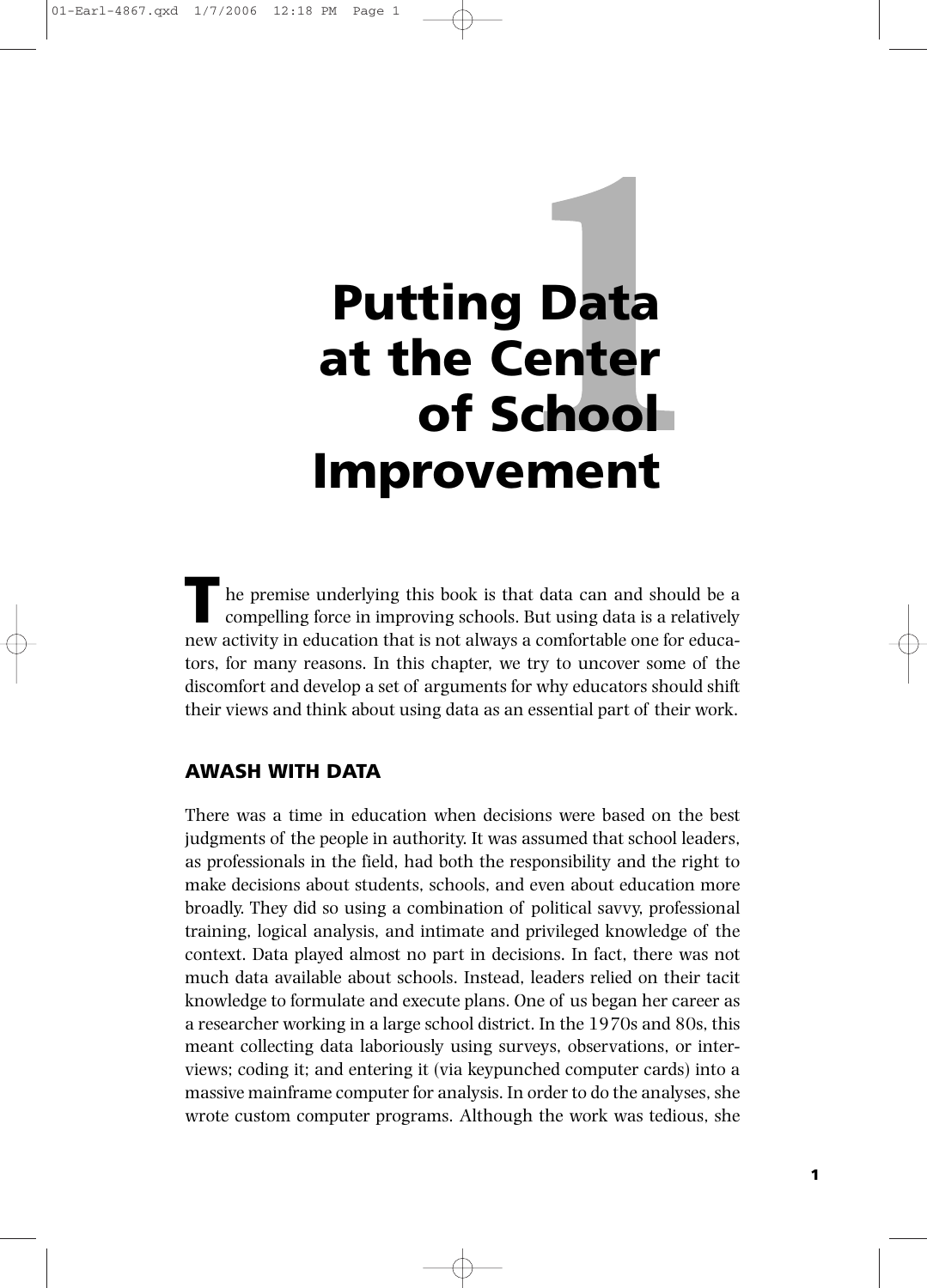# 1 Putting Data at the Center of School Improvement

The premise underlying this book is that data can and should be a compelling force in improving schools. But using data is a relatively new activity in education that is not always a comfortable one for educators, for many reasons. In this chapter, we try to uncover some of the discomfort and develop a set of arguments for why educators should shift their views and think about using data as an essential part of their work.

## AWASH WITH DATA

There was a time in education when decisions were based on the best judgments of the people in authority. It was assumed that school leaders, as professionals in the field, had both the responsibility and the right to make decisions about students, schools, and even about education more broadly. They did so using a combination of political savvy, professional training, logical analysis, and intimate and privileged knowledge of the context. Data played almost no part in decisions. In fact, there was not much data available about schools. Instead, leaders relied on their tacit knowledge to formulate and execute plans. One of us began her career as a researcher working in a large school district. In the 1970s and 80s, this meant collecting data laboriously using surveys, observations, or interviews; coding it; and entering it (via keypunched computer cards) into a massive mainframe computer for analysis. In order to do the analyses, she wrote custom computer programs. Although the work was tedious, she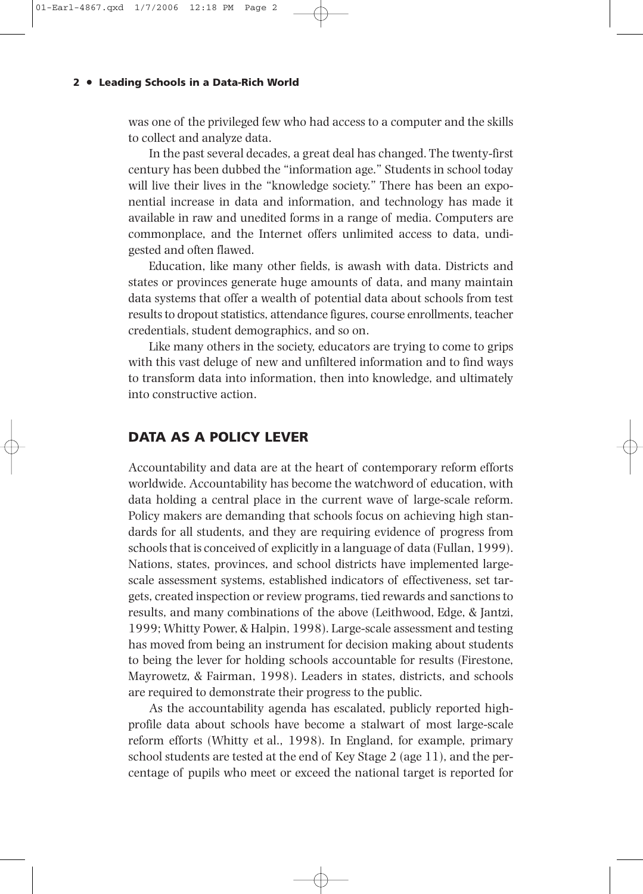was one of the privileged few who had access to a computer and the skills to collect and analyze data.

In the past several decades, a great deal has changed. The twenty-first century has been dubbed the "information age." Students in school today will live their lives in the "knowledge society." There has been an exponential increase in data and information, and technology has made it available in raw and unedited forms in a range of media. Computers are commonplace, and the Internet offers unlimited access to data, undigested and often flawed.

Education, like many other fields, is awash with data. Districts and states or provinces generate huge amounts of data, and many maintain data systems that offer a wealth of potential data about schools from test results to dropout statistics, attendance figures, course enrollments, teacher credentials, student demographics, and so on.

Like many others in the society, educators are trying to come to grips with this vast deluge of new and unfiltered information and to find ways to transform data into information, then into knowledge, and ultimately into constructive action.

## DATA AS A POLICY LEVER

Accountability and data are at the heart of contemporary reform efforts worldwide. Accountability has become the watchword of education, with data holding a central place in the current wave of large-scale reform. Policy makers are demanding that schools focus on achieving high standards for all students, and they are requiring evidence of progress from schools that is conceived of explicitly in a language of data (Fullan, 1999). Nations, states, provinces, and school districts have implemented large-scale assessment systems, established indicators of effectiveness, set targets, created inspection or review programs, tied rewards and sanctions to results, and many combinations of the above (Leithwood, Edge, & Jantzi, 1999; Whitty Power, & Halpin, 1998). Large-scale assessment and testing has moved from being an instrument for decision making about students to being the lever for holding schools accountable for results (Firestone, Mayrowetz, & Fairman, 1998). Leaders in states, districts, and schools are required to demonstrate their progress to the public.

As the accountability agenda has escalated, publicly reported high-profile data about schools have become a stalwart of most large-scale reform efforts (Whitty et al., 1998). In England, for example, primary school students are tested at the end of Key Stage 2 (age 11), and the percentage of pupils who meet or exceed the national target is reported for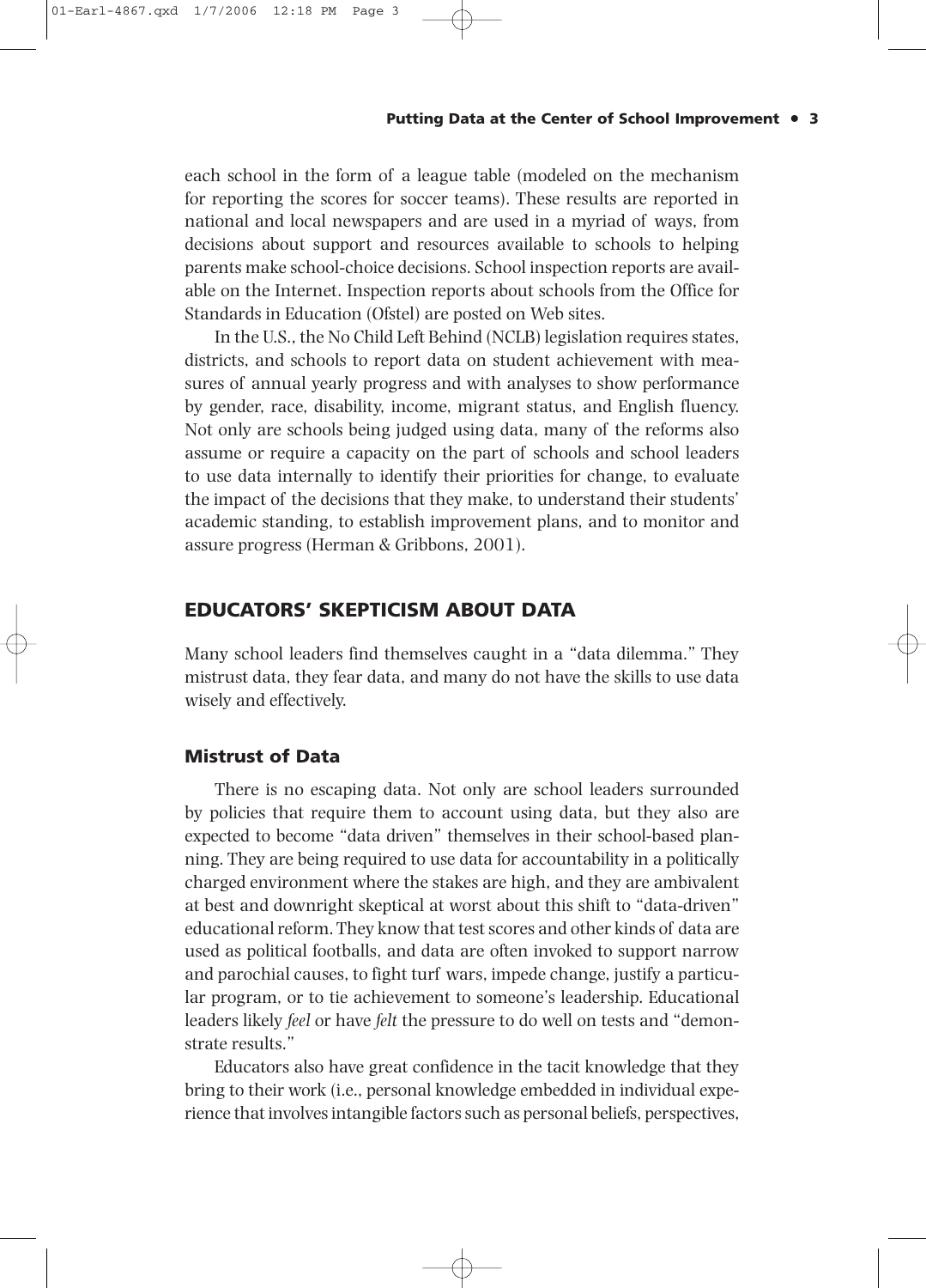each school in the form of a league table (modeled on the mechanism for reporting the scores for soccer teams). These results are reported in national and local newspapers and are used in a myriad of ways, from decisions about support and resources available to schools to helping parents make school-choice decisions. School inspection reports are available on the Internet. Inspection reports about schools from the Office for Standards in Education (Ofstel) are posted on Web sites.

In the U.S., the No Child Left Behind (NCLB) legislation requires states, districts, and schools to report data on student achievement with measures of annual yearly progress and with analyses to show performance by gender, race, disability, income, migrant status, and English fluency. Not only are schools being judged using data, many of the reforms also assume or require a capacity on the part of schools and school leaders to use data internally to identify their priorities for change, to evaluate the impact of the decisions that they make, to understand their students' academic standing, to establish improvement plans, and to monitor and assure progress (Herman & Gribbons, 2001).

## EDUCATORS' SKEPTICISM ABOUT DATA

Many school leaders find themselves caught in a "data dilemma." They mistrust data, they fear data, and many do not have the skills to use data wisely and effectively.

### Mistrust of Data

There is no escaping data. Not only are school leaders surrounded by policies that require them to account using data, but they also are expected to become "data driven" themselves in their school-based planning. They are being required to use data for accountability in a politically charged environment where the stakes are high, and they are ambivalent at best and downright skeptical at worst about this shift to "data-driven" educational reform. They know that test scores and other kinds of data are used as political footballs, and data are often invoked to support narrow and parochial causes, to fight turf wars, impede change, justify a particular program, or to tie achievement to someone's leadership. Educational leaders likely *feel* or have *felt* the pressure to do well on tests and "demonstrate results."

Educators also have great confidence in the tacit knowledge that they bring to their work (i.e., personal knowledge embedded in individual experience that involves intangible factors such as personal beliefs, perspectives,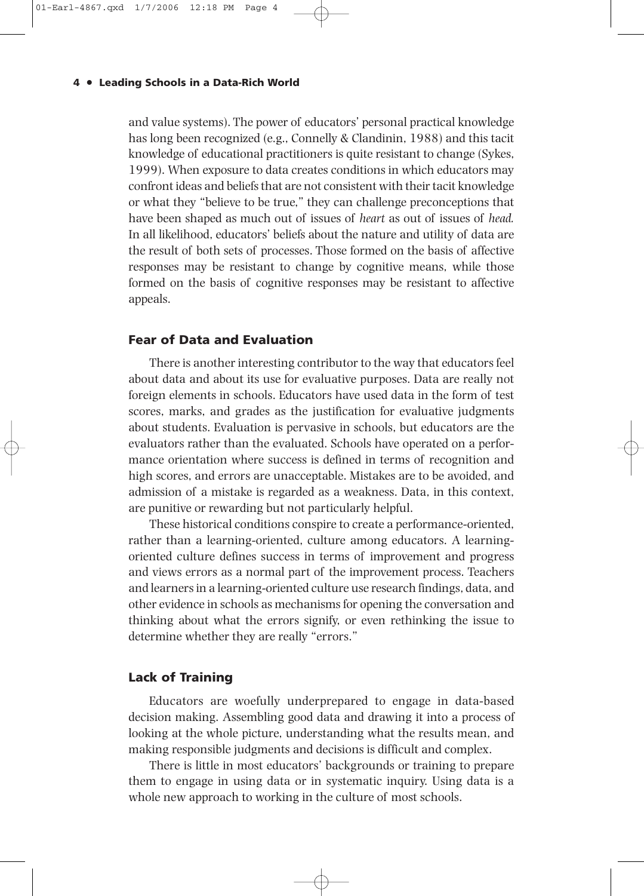and value systems). The power of educators' personal practical knowledge has long been recognized (e.g., Connelly & Clandinin, 1988) and this tacit knowledge of educational practitioners is quite resistant to change (Sykes, 1999). When exposure to data creates conditions in which educators may confront ideas and beliefs that are not consistent with their tacit knowledge or what they "believe to be true," they can challenge preconceptions that have been shaped as much out of issues of *heart* as out of issues of *head.* In all likelihood, educators' beliefs about the nature and utility of data are the result of both sets of processes. Those formed on the basis of affective responses may be resistant to change by cognitive means, while those formed on the basis of cognitive responses may be resistant to affective appeals.

### Fear of Data and Evaluation

There is another interesting contributor to the way that educators feel about data and about its use for evaluative purposes. Data are really not foreign elements in schools. Educators have used data in the form of test scores, marks, and grades as the justification for evaluative judgments about students. Evaluation is pervasive in schools, but educators are the evaluators rather than the evaluated. Schools have operated on a performance orientation where success is defined in terms of recognition and high scores, and errors are unacceptable. Mistakes are to be avoided, and admission of a mistake is regarded as a weakness. Data, in this context, are punitive or rewarding but not particularly helpful.

These historical conditions conspire to create a performance-oriented, rather than a learning-oriented, culture among educators. A learning-oriented culture defines success in terms of improvement and progress and views errors as a normal part of the improvement process. Teachers and learners in a learning-oriented culture use research findings, data, and other evidence in schools as mechanisms for opening the conversation and thinking about what the errors signify, or even rethinking the issue to determine whether they are really "errors."

### Lack of Training

Educators are woefully underprepared to engage in data-based decision making. Assembling good data and drawing it into a process of looking at the whole picture, understanding what the results mean, and making responsible judgments and decisions is difficult and complex.

There is little in most educators' backgrounds or training to prepare them to engage in using data or in systematic inquiry. Using data is a whole new approach to working in the culture of most schools.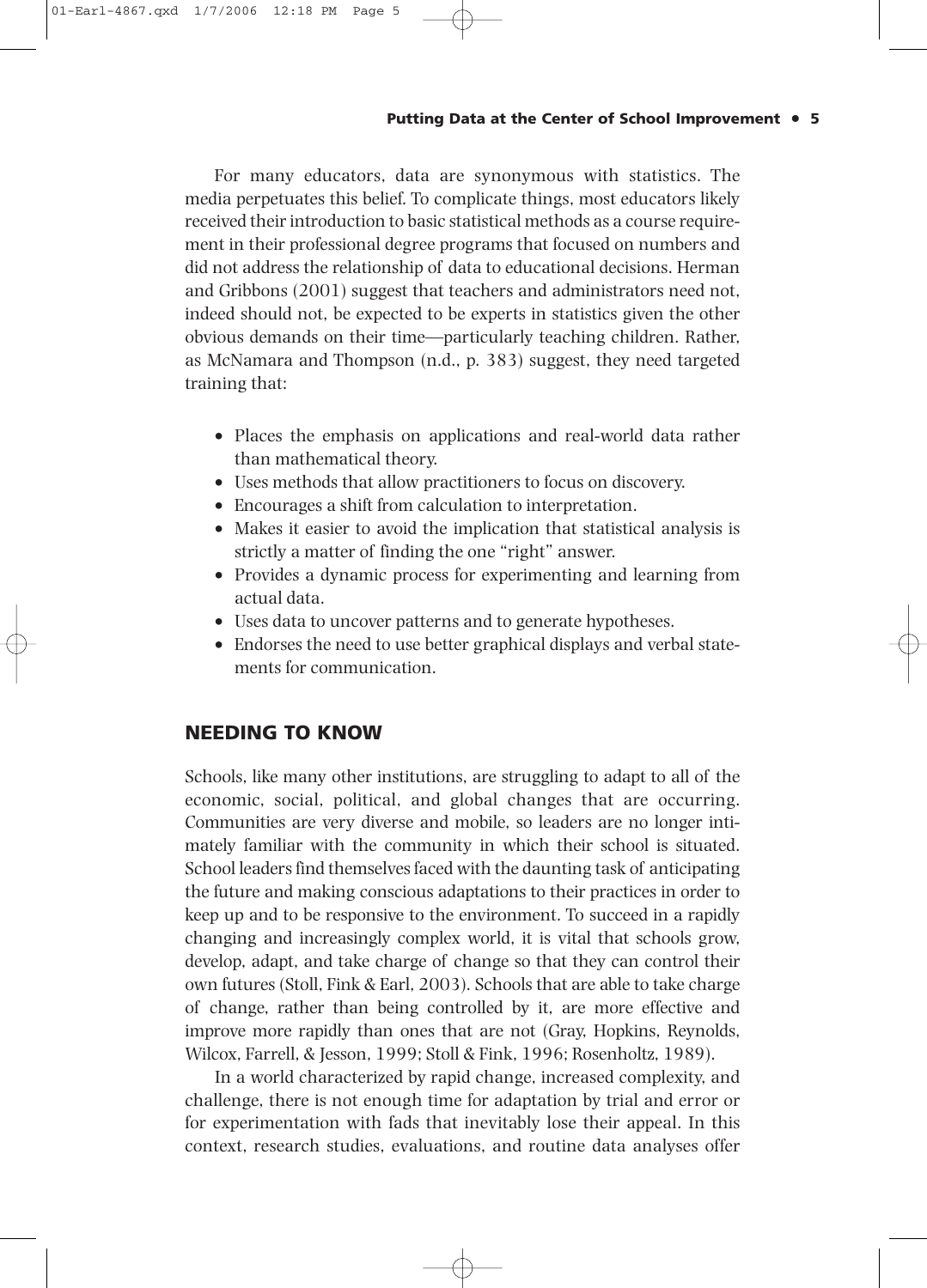For many educators, data are synonymous with statistics. The media perpetuates this belief. To complicate things, most educators likely received their introduction to basic statistical methods as a course requirement in their professional degree programs that focused on numbers and did not address the relationship of data to educational decisions. Herman and Gribbons (2001) suggest that teachers and administrators need not, indeed should not, be expected to be experts in statistics given the other obvious demands on their time—particularly teaching children. Rather, as McNamara and Thompson (n.d., p. 383) suggest, they need targeted training that:

- Places the emphasis on applications and real-world data rather than mathematical theory.
- Uses methods that allow practitioners to focus on discovery.
- Encourages a shift from calculation to interpretation.
- Makes it easier to avoid the implication that statistical analysis is strictly a matter of finding the one "right" answer.
- Provides a dynamic process for experimenting and learning from actual data.
- Uses data to uncover patterns and to generate hypotheses.
- Endorses the need to use better graphical displays and verbal statements for communication.

## NEEDING TO KNOW

Schools, like many other institutions, are struggling to adapt to all of the economic, social, political, and global changes that are occurring. Communities are very diverse and mobile, so leaders are no longer intimately familiar with the community in which their school is situated. School leaders find themselves faced with the daunting task of anticipating the future and making conscious adaptations to their practices in order to keep up and to be responsive to the environment. To succeed in a rapidly changing and increasingly complex world, it is vital that schools grow, develop, adapt, and take charge of change so that they can control their own futures (Stoll, Fink & Earl, 2003). Schools that are able to take charge of change, rather than being controlled by it, are more effective and improve more rapidly than ones that are not (Gray, Hopkins, Reynolds, Wilcox, Farrell, & Jesson, 1999; Stoll & Fink, 1996; Rosenholtz, 1989).

In a world characterized by rapid change, increased complexity, and challenge, there is not enough time for adaptation by trial and error or for experimentation with fads that inevitably lose their appeal. In this context, research studies, evaluations, and routine data analyses offer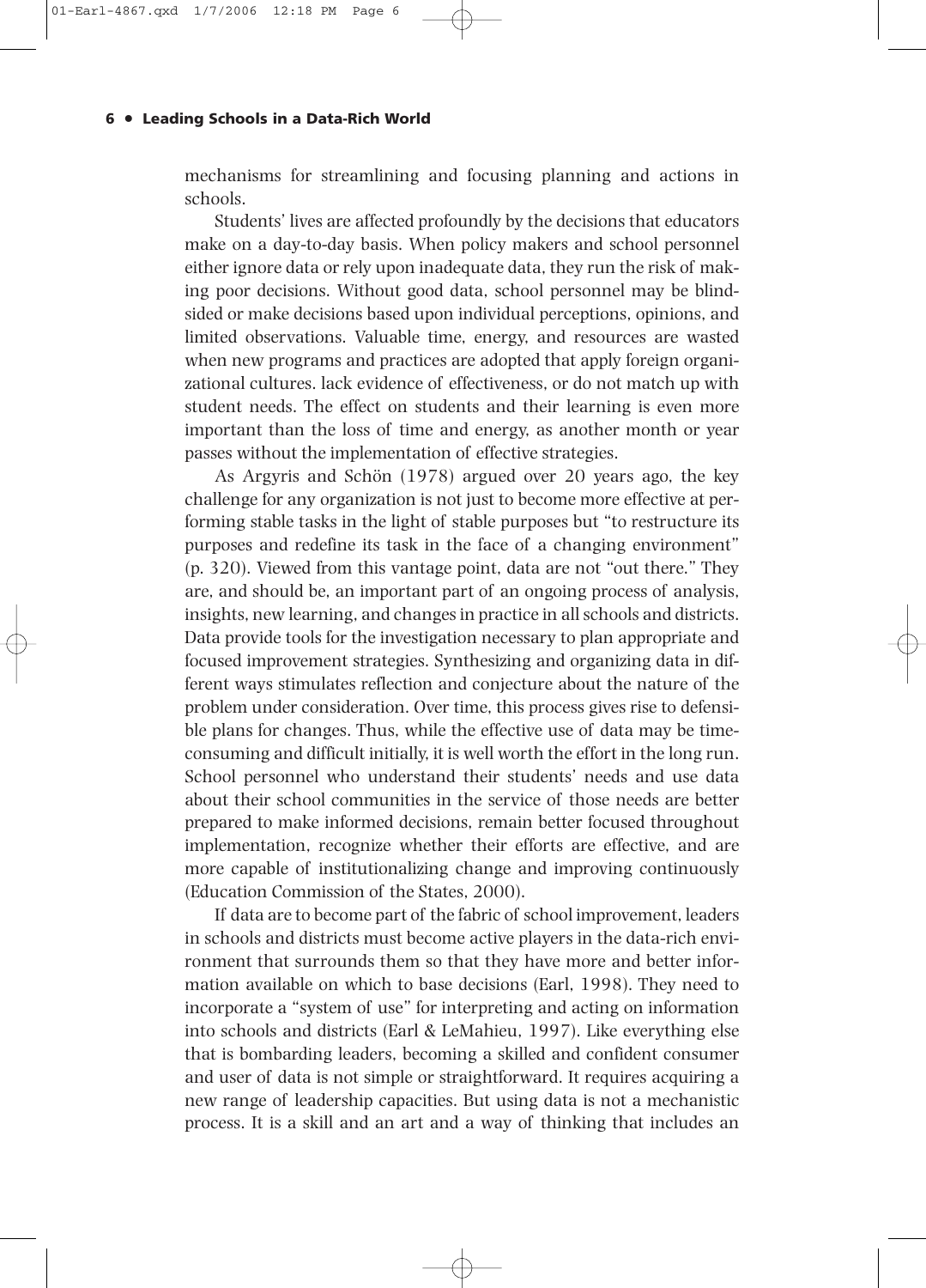mechanisms for streamlining and focusing planning and actions in schools.

Students' lives are affected profoundly by the decisions that educators make on a day-to-day basis. When policy makers and school personnel either ignore data or rely upon inadequate data, they run the risk of making poor decisions. Without good data, school personnel may be blindsided or make decisions based upon individual perceptions, opinions, and limited observations. Valuable time, energy, and resources are wasted when new programs and practices are adopted that apply foreign organizational cultures. lack evidence of effectiveness, or do not match up with student needs. The effect on students and their learning is even more important than the loss of time and energy, as another month or year passes without the implementation of effective strategies.

As Argyris and Schön (1978) argued over 20 years ago, the key challenge for any organization is not just to become more effective at performing stable tasks in the light of stable purposes but "to restructure its purposes and redefine its task in the face of a changing environment" (p. 320). Viewed from this vantage point, data are not "out there." They are, and should be, an important part of an ongoing process of analysis, insights, new learning, and changes in practice in all schools and districts. Data provide tools for the investigation necessary to plan appropriate and focused improvement strategies. Synthesizing and organizing data in different ways stimulates reflection and conjecture about the nature of the problem under consideration. Over time, this process gives rise to defensible plans for changes. Thus, while the effective use of data may be time-consuming and difficult initially, it is well worth the effort in the long run. School personnel who understand their students' needs and use data about their school communities in the service of those needs are better prepared to make informed decisions, remain better focused throughout implementation, recognize whether their efforts are effective, and are more capable of institutionalizing change and improving continuously (Education Commission of the States, 2000).

If data are to become part of the fabric of school improvement, leaders in schools and districts must become active players in the data-rich environment that surrounds them so that they have more and better information available on which to base decisions (Earl, 1998). They need to incorporate a "system of use" for interpreting and acting on information into schools and districts (Earl & LeMahieu, 1997). Like everything else that is bombarding leaders, becoming a skilled and confident consumer and user of data is not simple or straightforward. It requires acquiring a new range of leadership capacities. But using data is not a mechanistic process. It is a skill and an art and a way of thinking that includes an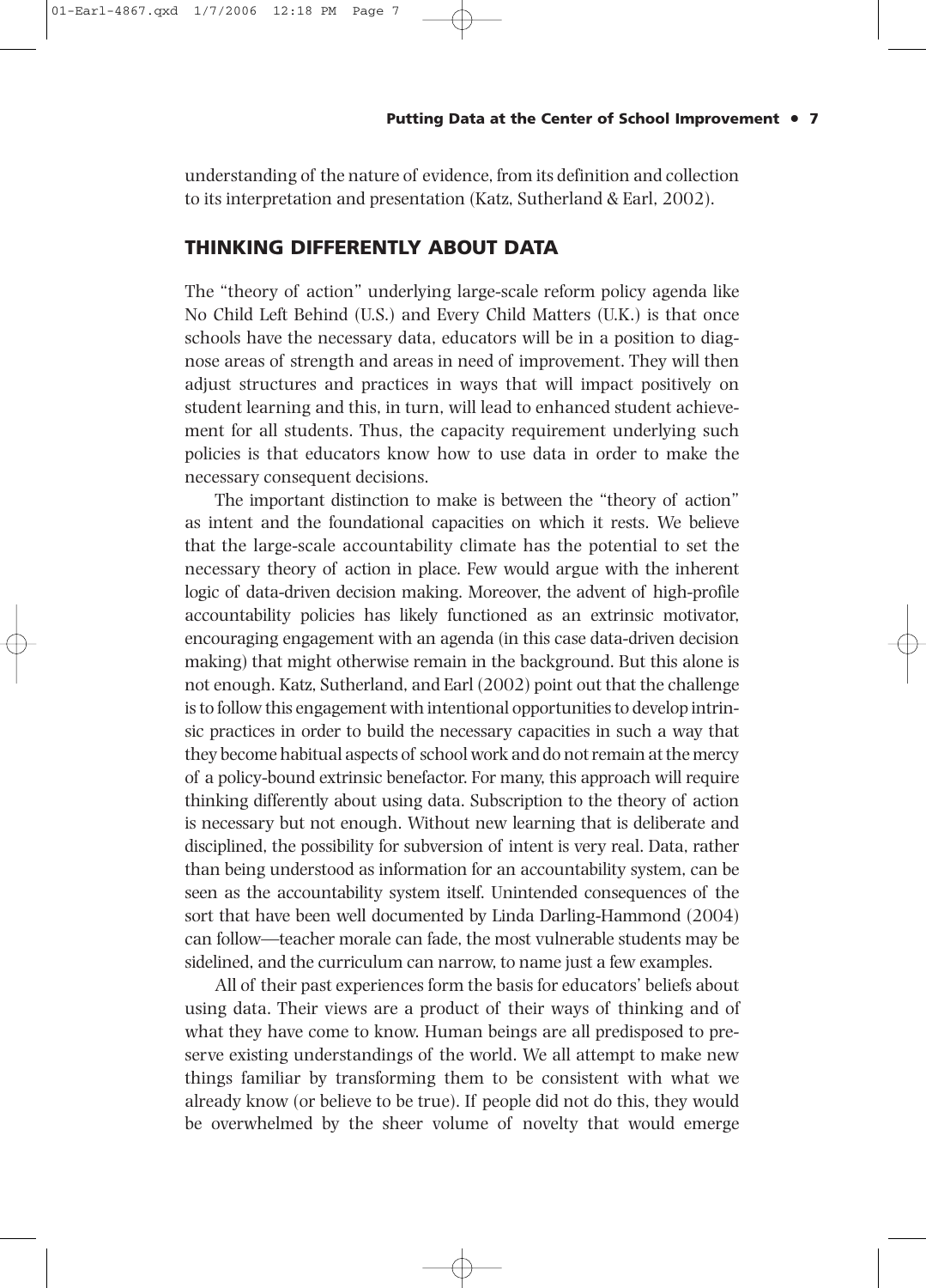understanding of the nature of evidence, from its definition and collection to its interpretation and presentation (Katz, Sutherland & Earl, 2002).

## THINKING DIFFERENTLY ABOUT DATA

The "theory of action" underlying large-scale reform policy agenda like No Child Left Behind (U.S.) and Every Child Matters (U.K.) is that once schools have the necessary data, educators will be in a position to diagnose areas of strength and areas in need of improvement. They will then adjust structures and practices in ways that will impact positively on student learning and this, in turn, will lead to enhanced student achievement for all students. Thus, the capacity requirement underlying such policies is that educators know how to use data in order to make the necessary consequent decisions.

The important distinction to make is between the "theory of action" as intent and the foundational capacities on which it rests. We believe that the large-scale accountability climate has the potential to set the necessary theory of action in place. Few would argue with the inherent logic of data-driven decision making. Moreover, the advent of high-profile accountability policies has likely functioned as an extrinsic motivator, encouraging engagement with an agenda (in this case data-driven decision making) that might otherwise remain in the background. But this alone is not enough. Katz, Sutherland, and Earl (2002) point out that the challenge is to follow this engagement with intentional opportunities to develop intrinsic practices in order to build the necessary capacities in such a way that they become habitual aspects of school work and do not remain at the mercy of a policy-bound extrinsic benefactor. For many, this approach will require thinking differently about using data. Subscription to the theory of action is necessary but not enough. Without new learning that is deliberate and disciplined, the possibility for subversion of intent is very real. Data, rather than being understood as information for an accountability system, can be seen as the accountability system itself. Unintended consequences of the sort that have been well documented by Linda Darling-Hammond (2004) can follow—teacher morale can fade, the most vulnerable students may be sidelined, and the curriculum can narrow, to name just a few examples.

All of their past experiences form the basis for educators' beliefs about using data. Their views are a product of their ways of thinking and of what they have come to know. Human beings are all predisposed to preserve existing understandings of the world. We all attempt to make new things familiar by transforming them to be consistent with what we already know (or believe to be true). If people did not do this, they would be overwhelmed by the sheer volume of novelty that would emerge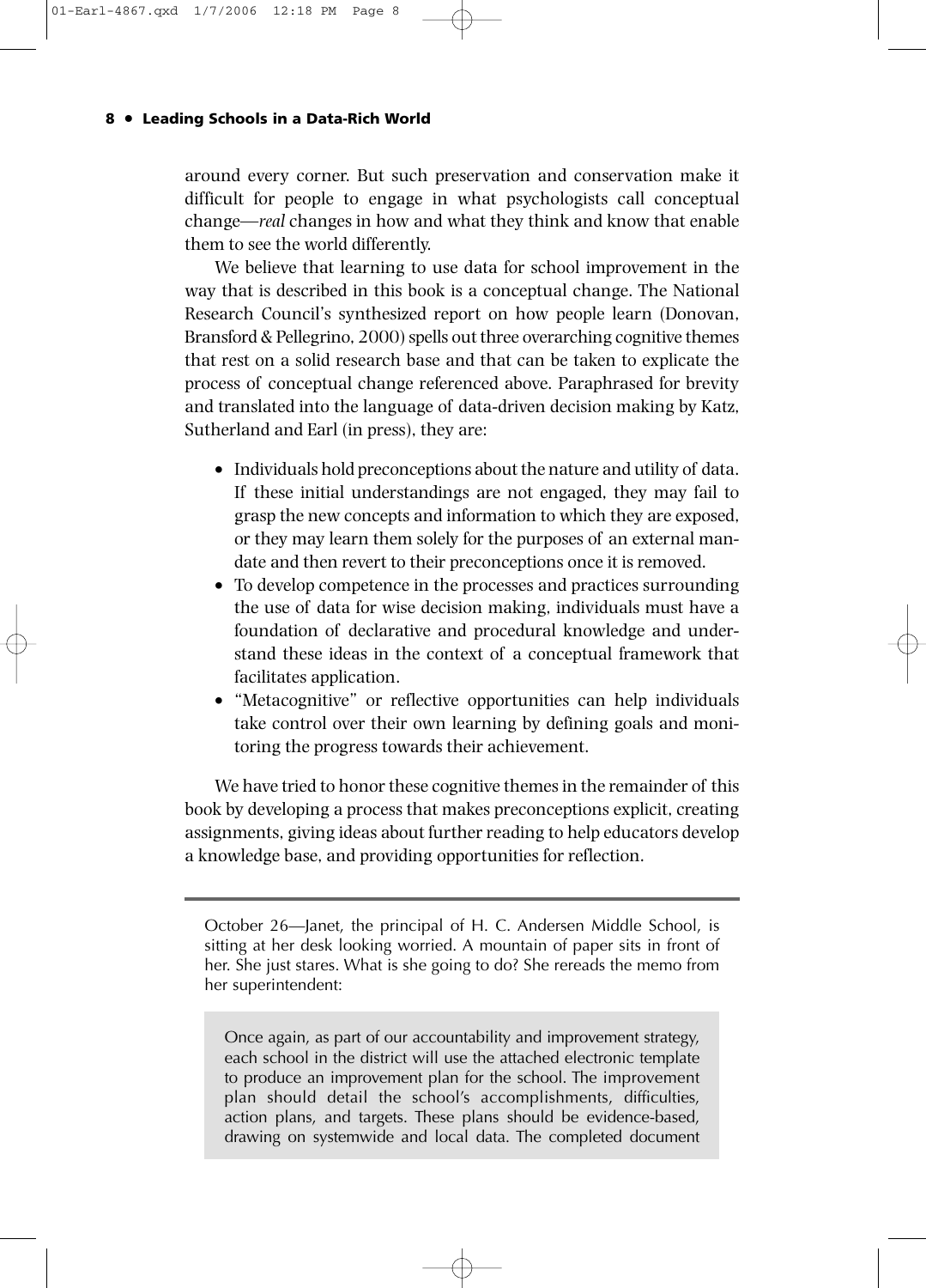around every corner. But such preservation and conservation make it difficult for people to engage in what psychologists call conceptual change—*real* changes in how and what they think and know that enable them to see the world differently.

We believe that learning to use data for school improvement in the way that is described in this book is a conceptual change. The National Research Council's synthesized report on how people learn (Donovan, Bransford & Pellegrino, 2000) spells out three overarching cognitive themes that rest on a solid research base and that can be taken to explicate the process of conceptual change referenced above. Paraphrased for brevity and translated into the language of data-driven decision making by Katz, Sutherland and Earl (in press), they are:

- Individuals hold preconceptions about the nature and utility of data. If these initial understandings are not engaged, they may fail to grasp the new concepts and information to which they are exposed, or they may learn them solely for the purposes of an external mandate and then revert to their preconceptions once it is removed.
- To develop competence in the processes and practices surrounding the use of data for wise decision making, individuals must have a foundation of declarative and procedural knowledge and understand these ideas in the context of a conceptual framework that facilitates application.
- "Metacognitive" or reflective opportunities can help individuals take control over their own learning by defining goals and monitoring the progress towards their achievement.

We have tried to honor these cognitive themes in the remainder of this book by developing a process that makes preconceptions explicit, creating assignments, giving ideas about further reading to help educators develop a knowledge base, and providing opportunities for reflection.

---

October 26—Janet, the principal of H. C. Andersen Middle School, is sitting at her desk looking worried. A mountain of paper sits in front of her. She just stares. What is she going to do? She rereads the memo from her superintendent:

> Once again, as part of our accountability and improvement strategy, each school in the district will use the attached electronic template to produce an improvement plan for the school. The improvement plan should detail the school's accomplishments, difficulties, action plans, and targets. These plans should be evidence-based, drawing on systemwide and local data. The completed document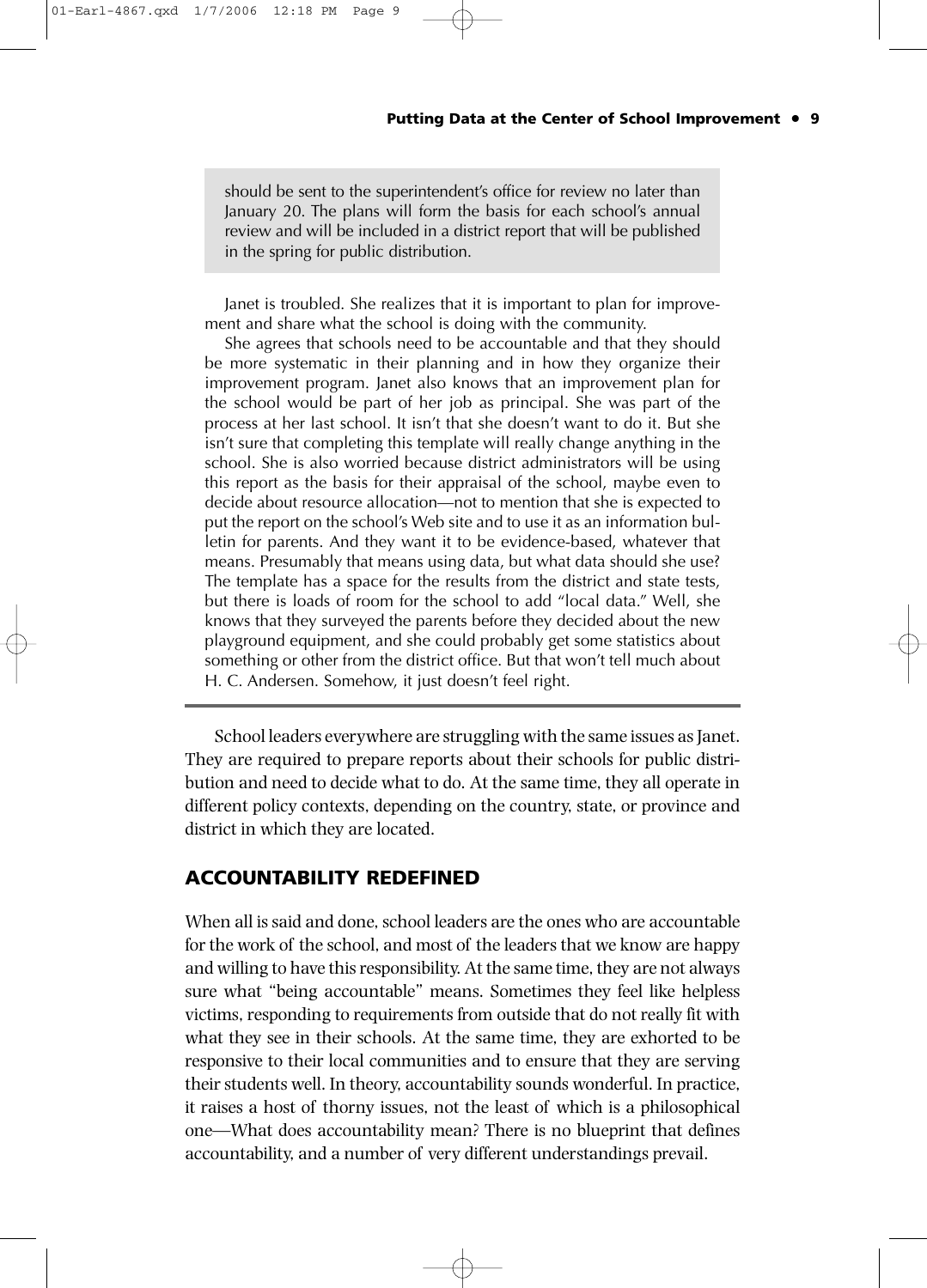should be sent to the superintendent's office for review no later than January 20. The plans will form the basis for each school's annual review and will be included in a district report that will be published in the spring for public distribution.

Janet is troubled. She realizes that it is important to plan for improvement and share what the school is doing with the community.

She agrees that schools need to be accountable and that they should be more systematic in their planning and in how they organize their improvement program. Janet also knows that an improvement plan for the school would be part of her job as principal. She was part of the process at her last school. It isn't that she doesn't want to do it. But she isn't sure that completing this template will really change anything in the school. She is also worried because district administrators will be using this report as the basis for their appraisal of the school, maybe even to decide about resource allocation—not to mention that she is expected to put the report on the school's Web site and to use it as an information bulletin for parents. And they want it to be evidence-based, whatever that means. Presumably that means using data, but what data should she use? The template has a space for the results from the district and state tests, but there is loads of room for the school to add "local data." Well, she knows that they surveyed the parents before they decided about the new playground equipment, and she could probably get some statistics about something or other from the district office. But that won't tell much about H. C. Andersen. Somehow, it just doesn't feel right.

School leaders everywhere are struggling with the same issues as Janet. They are required to prepare reports about their schools for public distribution and need to decide what to do. At the same time, they all operate in different policy contexts, depending on the country, state, or province and district in which they are located.

## ACCOUNTABILITY REDEFINED

When all is said and done, school leaders are the ones who are accountable for the work of the school, and most of the leaders that we know are happy and willing to have this responsibility. At the same time, they are not always sure what "being accountable" means. Sometimes they feel like helpless victims, responding to requirements from outside that do not really fit with what they see in their schools. At the same time, they are exhorted to be responsive to their local communities and to ensure that they are serving their students well. In theory, accountability sounds wonderful. In practice, it raises a host of thorny issues, not the least of which is a philosophical one—What does accountability mean? There is no blueprint that defines accountability, and a number of very different understandings prevail.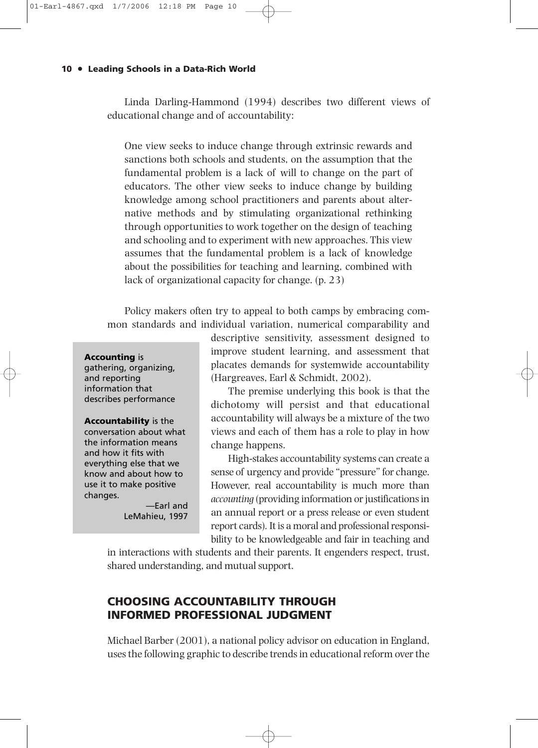Linda Darling-Hammond (1994) describes two different views of educational change and of accountability:

> One view seeks to induce change through extrinsic rewards and sanctions both schools and students, on the assumption that the fundamental problem is a lack of will to change on the part of educators. The other view seeks to induce change by building knowledge among school practitioners and parents about alternative methods and by stimulating organizational rethinking through opportunities to work together on the design of teaching and schooling and to experiment with new approaches. This view assumes that the fundamental problem is a lack of knowledge about the possibilities for teaching and learning, combined with lack of organizational capacity for change. (p. 23)

Policy makers often try to appeal to both camps by embracing common standards and individual variation, numerical comparability and descriptive sensitivity, assessment designed to improve student learning, and assessment that placates demands for systemwide accountability (Hargreaves, Earl & Schmidt, 2002).

> **Accounting** is gathering, organizing, and reporting information that describes performance
>
> **Accountability** is the conversation about what the information means and how it fits with everything else that we know and about how to use it to make positive changes.
>
> —Earl and LeMahieu, 1997

The premise underlying this book is that the dichotomy will persist and that educational accountability will always be a mixture of the two views and each of them has a role to play in how change happens.

High-stakes accountability systems can create a sense of urgency and provide "pressure" for change. However, real accountability is much more than *accounting* (providing information or justifications in an annual report or a press release or even student report cards). It is a moral and professional responsibility to be knowledgeable and fair in teaching and in interactions with students and their parents. It engenders respect, trust, shared understanding, and mutual support.

## CHOOSING ACCOUNTABILITY THROUGH INFORMED PROFESSIONAL JUDGMENT

Michael Barber (2001), a national policy advisor on education in England, uses the following graphic to describe trends in educational reform over the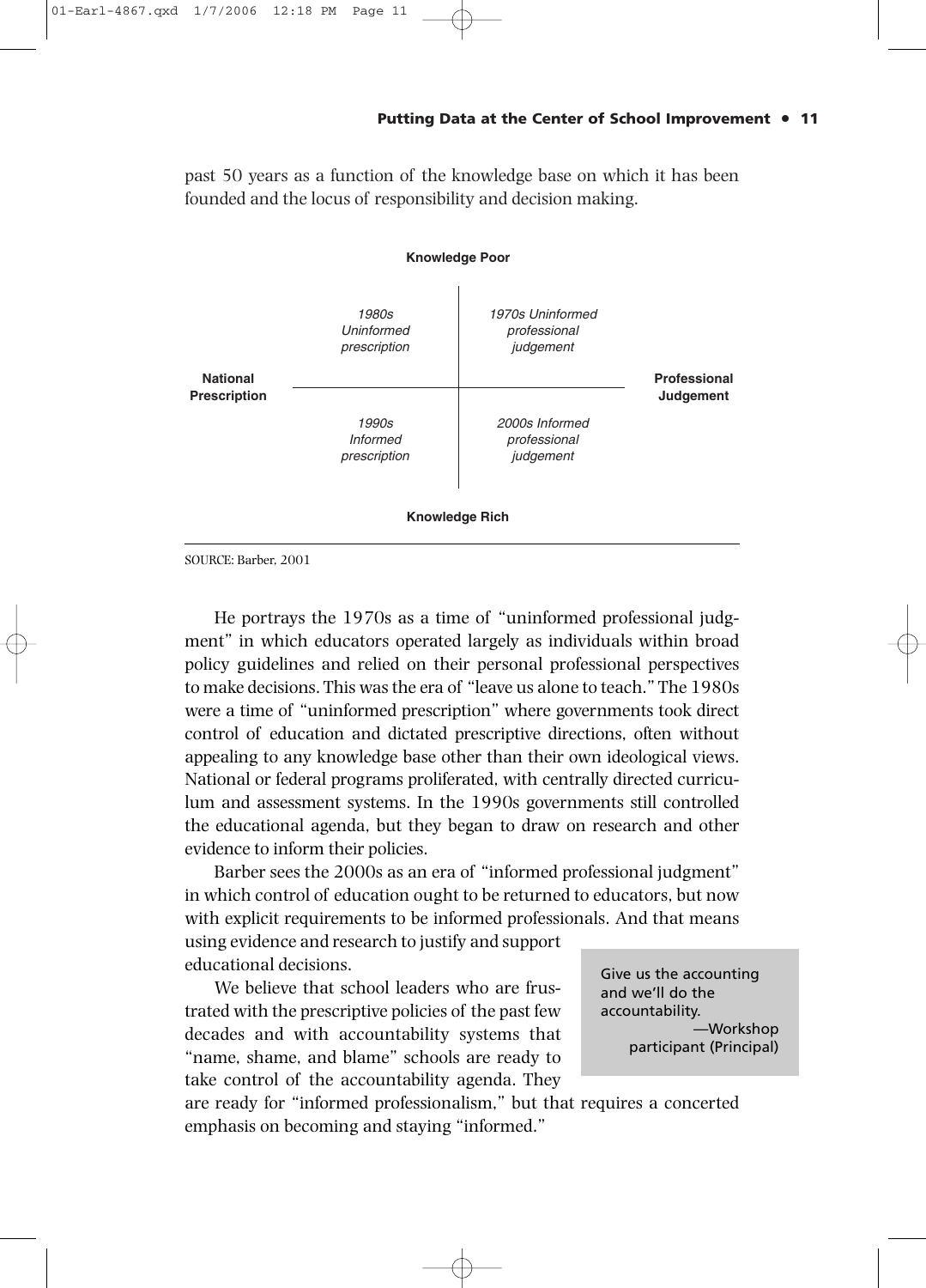past 50 years as a function of the knowledge base on which it has been founded and the locus of responsibility and decision making.

| | **Knowledge Poor** | | |
|---|---|---|---|
| **National Prescription** | *1980s Uninformed prescription* | *1970s Uninformed professional judgement* | **Professional Judgement** |
| | *1990s Informed prescription* | *2000s Informed professional judgement* | |
| | **Knowledge Rich** | | |

SOURCE: Barber, 2001

He portrays the 1970s as a time of "uninformed professional judgment" in which educators operated largely as individuals within broad policy guidelines and relied on their personal professional perspectives to make decisions. This was the era of "leave us alone to teach." The 1980s were a time of "uninformed prescription" where governments took direct control of education and dictated prescriptive directions, often without appealing to any knowledge base other than their own ideological views. National or federal programs proliferated, with centrally directed curriculum and assessment systems. In the 1990s governments still controlled the educational agenda, but they began to draw on research and other evidence to inform their policies.

Barber sees the 2000s as an era of "informed professional judgment" in which control of education ought to be returned to educators, but now with explicit requirements to be informed professionals. And that means using evidence and research to justify and support educational decisions.

> Give us the accounting and we'll do the accountability.
> —Workshop participant (Principal)

We believe that school leaders who are frustrated with the prescriptive policies of the past few decades and with accountability systems that "name, shame, and blame" schools are ready to take control of the accountability agenda. They are ready for "informed professionalism," but that requires a concerted emphasis on becoming and staying "informed."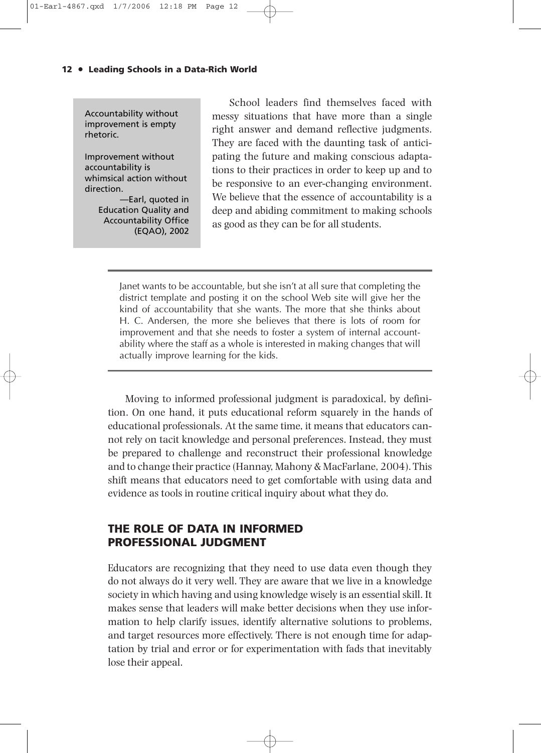> Accountability without improvement is empty rhetoric.
>
> Improvement without accountability is whimsical action without direction.
>
> —Earl, quoted in Education Quality and Accountability Office (EQAO), 2002

School leaders find themselves faced with messy situations that have more than a single right answer and demand reflective judgments. They are faced with the daunting task of anticipating the future and making conscious adaptations to their practices in order to keep up and to be responsive to an ever-changing environment. We believe that the essence of accountability is a deep and abiding commitment to making schools as good as they can be for all students.

---

Janet wants to be accountable, but she isn't at all sure that completing the district template and posting it on the school Web site will give her the kind of accountability that she wants. The more that she thinks about H. C. Andersen, the more she believes that there is lots of room for improvement and that she needs to foster a system of internal accountability where the staff as a whole is interested in making changes that will actually improve learning for the kids.

---

Moving to informed professional judgment is paradoxical, by definition. On one hand, it puts educational reform squarely in the hands of educational professionals. At the same time, it means that educators cannot rely on tacit knowledge and personal preferences. Instead, they must be prepared to challenge and reconstruct their professional knowledge and to change their practice (Hannay, Mahony & MacFarlane, 2004). This shift means that educators need to get comfortable with using data and evidence as tools in routine critical inquiry about what they do.

## THE ROLE OF DATA IN INFORMED PROFESSIONAL JUDGMENT

Educators are recognizing that they need to use data even though they do not always do it very well. They are aware that we live in a knowledge society in which having and using knowledge wisely is an essential skill. It makes sense that leaders will make better decisions when they use information to help clarify issues, identify alternative solutions to problems, and target resources more effectively. There is not enough time for adaptation by trial and error or for experimentation with fads that inevitably lose their appeal.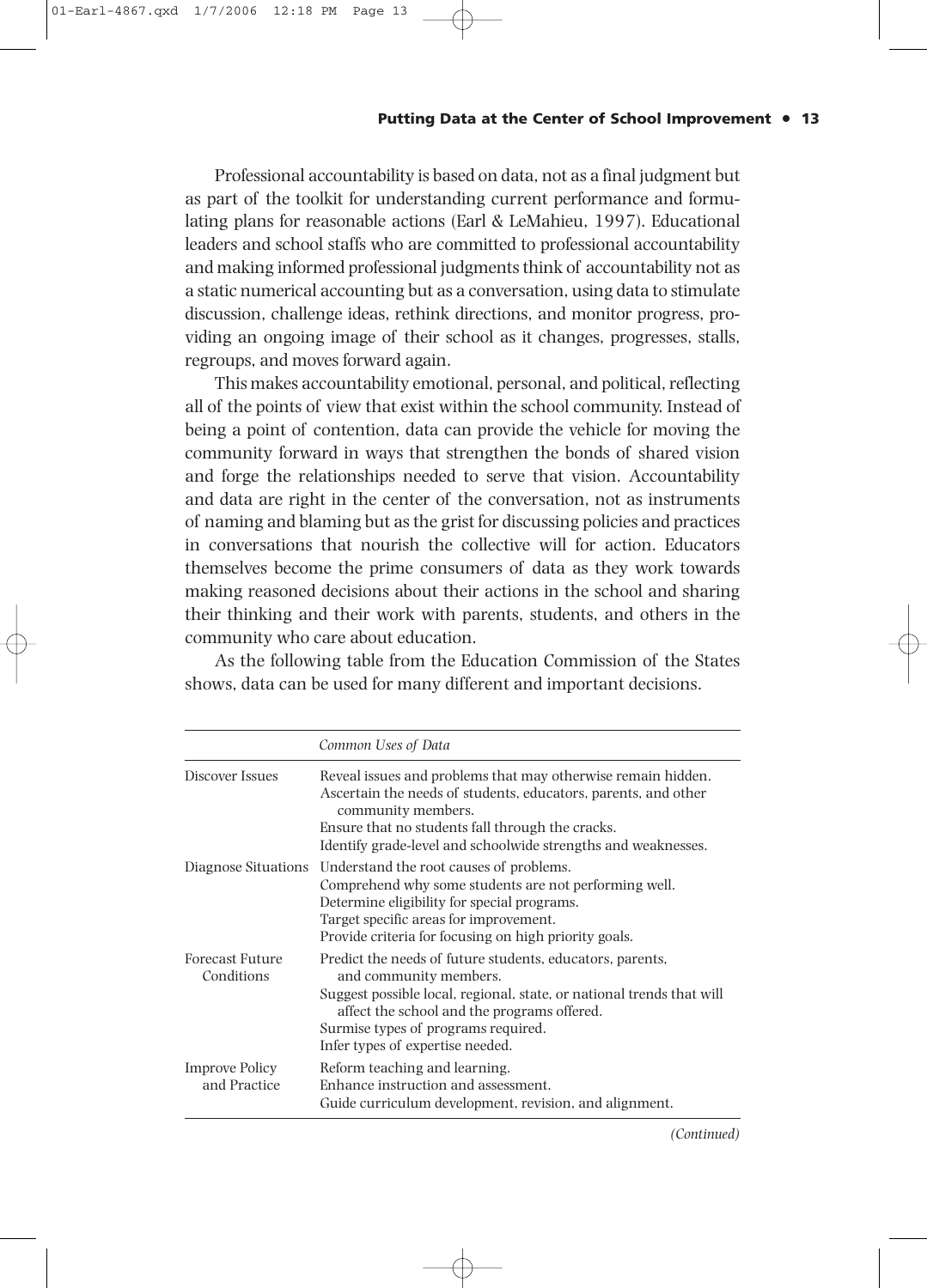Professional accountability is based on data, not as a final judgment but as part of the toolkit for understanding current performance and formulating plans for reasonable actions (Earl & LeMahieu, 1997). Educational leaders and school staffs who are committed to professional accountability and making informed professional judgments think of accountability not as a static numerical accounting but as a conversation, using data to stimulate discussion, challenge ideas, rethink directions, and monitor progress, providing an ongoing image of their school as it changes, progresses, stalls, regroups, and moves forward again.

This makes accountability emotional, personal, and political, reflecting all of the points of view that exist within the school community. Instead of being a point of contention, data can provide the vehicle for moving the community forward in ways that strengthen the bonds of shared vision and forge the relationships needed to serve that vision. Accountability and data are right in the center of the conversation, not as instruments of naming and blaming but as the grist for discussing policies and practices in conversations that nourish the collective will for action. Educators themselves become the prime consumers of data as they work towards making reasoned decisions about their actions in the school and sharing their thinking and their work with parents, students, and others in the community who care about education.

As the following table from the Education Commission of the States shows, data can be used for many different and important decisions.

| | *Common Uses of Data* |
|---|---|
| Discover Issues | Reveal issues and problems that may otherwise remain hidden.<br>Ascertain the needs of students, educators, parents, and other community members.<br>Ensure that no students fall through the cracks.<br>Identify grade-level and schoolwide strengths and weaknesses. |
| Diagnose Situations | Understand the root causes of problems.<br>Comprehend why some students are not performing well.<br>Determine eligibility for special programs.<br>Target specific areas for improvement.<br>Provide criteria for focusing on high priority goals. |
| Forecast Future Conditions | Predict the needs of future students, educators, parents, and community members.<br>Suggest possible local, regional, state, or national trends that will affect the school and the programs offered.<br>Surmise types of programs required.<br>Infer types of expertise needed. |
| Improve Policy and Practice | Reform teaching and learning.<br>Enhance instruction and assessment.<br>Guide curriculum development, revision, and alignment. |

*(Continued)*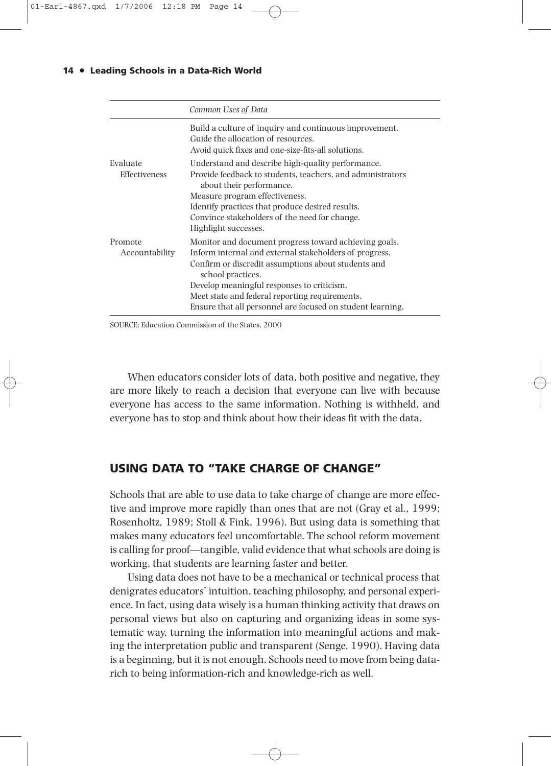| | Common Uses of Data |
|---|---|
| | Build a culture of inquiry and continuous improvement.<br>Guide the allocation of resources.<br>Avoid quick fixes and one-size-fits-all solutions. |
| Evaluate Effectiveness | Understand and describe high-quality performance.<br>Provide feedback to students, teachers, and administrators about their performance.<br>Measure program effectiveness.<br>Identify practices that produce desired results.<br>Convince stakeholders of the need for change.<br>Highlight successes. |
| Promote Accountability | Monitor and document progress toward achieving goals.<br>Inform internal and external stakeholders of progress.<br>Confirm or discredit assumptions about students and school practices.<br>Develop meaningful responses to criticism.<br>Meet state and federal reporting requirements.<br>Ensure that all personnel are focused on student learning. |

SOURCE: Education Commission of the States, 2000

When educators consider lots of data, both positive and negative, they are more likely to reach a decision that everyone can live with because everyone has access to the same information. Nothing is withheld, and everyone has to stop and think about how their ideas fit with the data.

## USING DATA TO "TAKE CHARGE OF CHANGE"

Schools that are able to use data to take charge of change are more effective and improve more rapidly than ones that are not (Gray et al., 1999; Rosenholtz, 1989; Stoll & Fink, 1996). But using data is something that makes many educators feel uncomfortable. The school reform movement is calling for proof—tangible, valid evidence that what schools are doing is working, that students are learning faster and better.

Using data does not have to be a mechanical or technical process that denigrates educators' intuition, teaching philosophy, and personal experience. In fact, using data wisely is a human thinking activity that draws on personal views but also on capturing and organizing ideas in some systematic way, turning the information into meaningful actions and making the interpretation public and transparent (Senge, 1990). Having data is a beginning, but it is not enough. Schools need to move from being data-rich to being information-rich and knowledge-rich as well.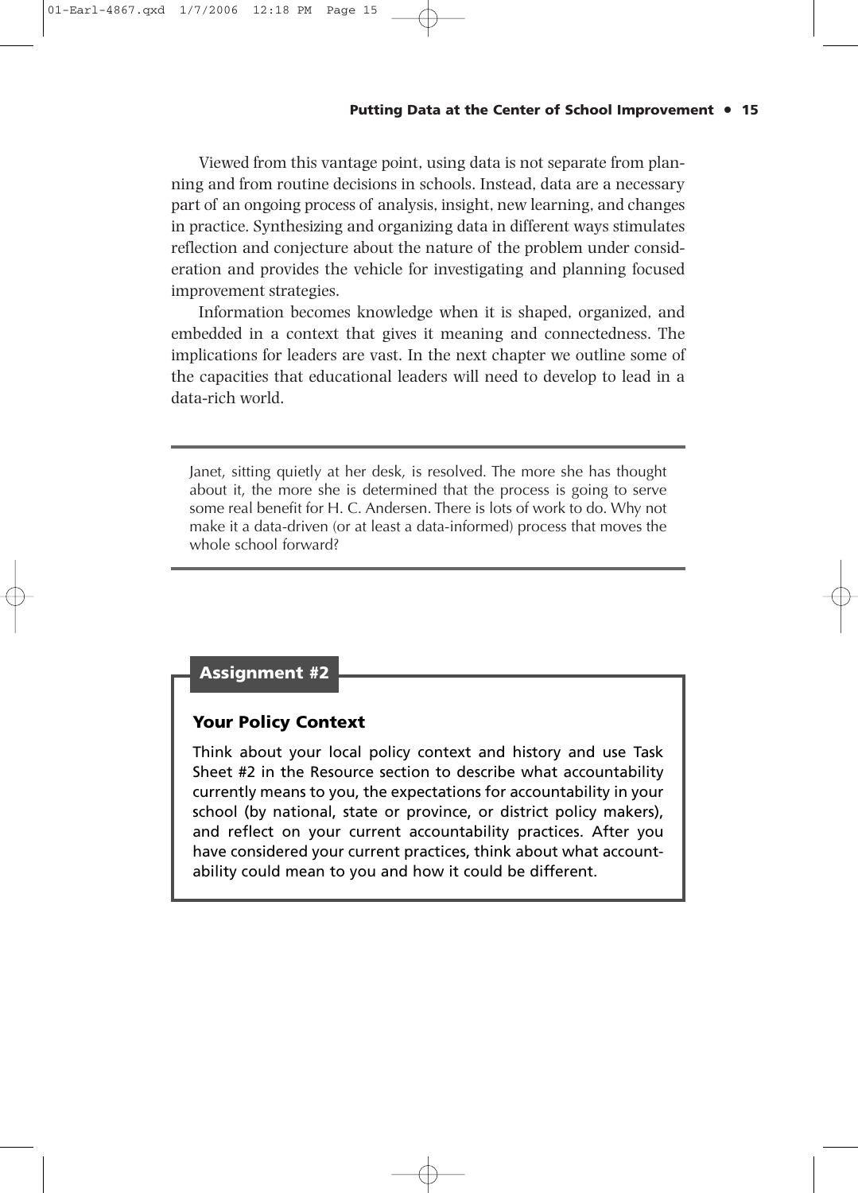Viewed from this vantage point, using data is not separate from planning and from routine decisions in schools. Instead, data are a necessary part of an ongoing process of analysis, insight, new learning, and changes in practice. Synthesizing and organizing data in different ways stimulates reflection and conjecture about the nature of the problem under consideration and provides the vehicle for investigating and planning focused improvement strategies.

Information becomes knowledge when it is shaped, organized, and embedded in a context that gives it meaning and connectedness. The implications for leaders are vast. In the next chapter we outline some of the capacities that educational leaders will need to develop to lead in a data-rich world.

---

Janet, sitting quietly at her desk, is resolved. The more she has thought about it, the more she is determined that the process is going to serve some real benefit for H. C. Andersen. There is lots of work to do. Why not make it a data-driven (or at least a data-informed) process that moves the whole school forward?

---

**Assignment #2**

**Your Policy Context**

Think about your local policy context and history and use Task Sheet #2 in the Resource section to describe what accountability currently means to you, the expectations for accountability in your school (by national, state or province, or district policy makers), and reflect on your current accountability practices. After you have considered your current practices, think about what accountability could mean to you and how it could be different.